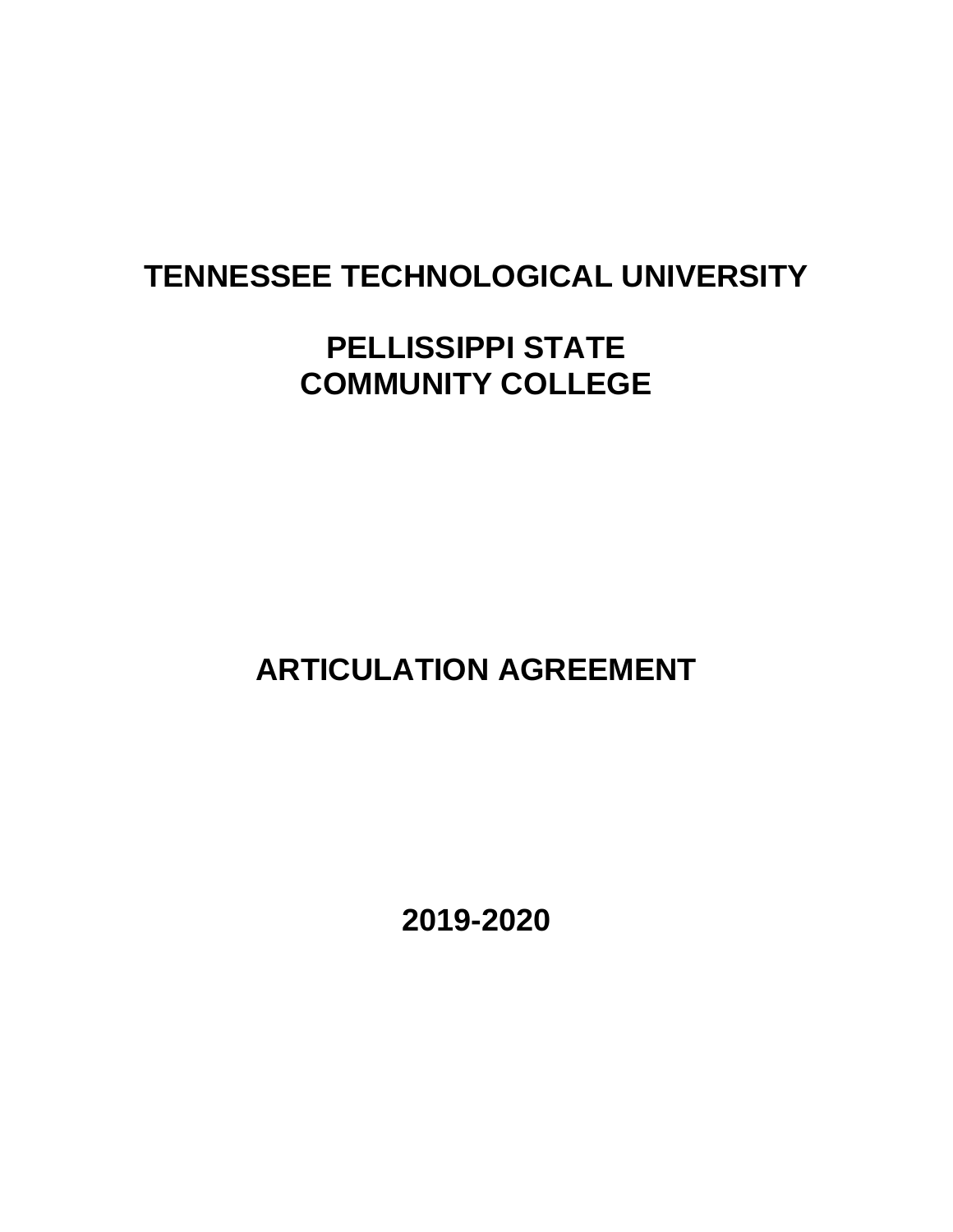# TENNESSEE TECHNOLOGICAL UNIVERSITY

# PELLISSIPPI STATE COMMUNITY COLLEGE

# ARTICULATION AGREEMENT

# 2019-2020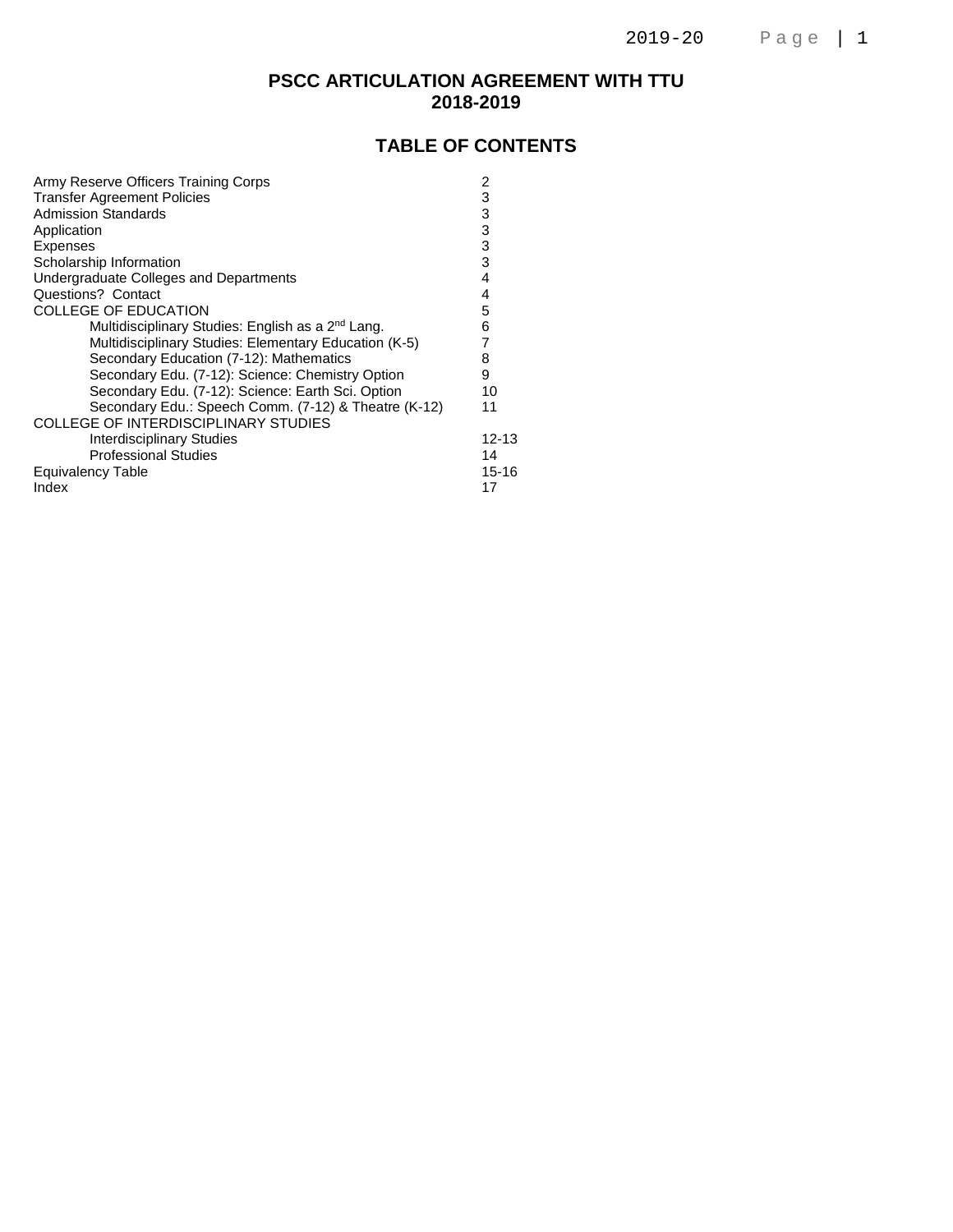# PSCC ARTICULATION AGREEMENT WITH TTU
# 2018-2019

## TABLE OF CONTENTS

| | |
|---|---|
| Army Reserve Officers Training Corps | 2 |
| Transfer Agreement Policies | 3 |
| Admission Standards | 3 |
| Application | 3 |
| Expenses | 3 |
| Scholarship Information | 3 |
| Undergraduate Colleges and Departments | 4 |
| Questions? Contact | 4 |
| COLLEGE OF EDUCATION | 5 |
| Multidisciplinary Studies: English as a 2nd Lang. | 6 |
| Multidisciplinary Studies: Elementary Education (K-5) | 7 |
| Secondary Education (7-12): Mathematics | 8 |
| Secondary Edu. (7-12): Science: Chemistry Option | 9 |
| Secondary Edu. (7-12): Science: Earth Sci. Option | 10 |
| Secondary Edu.: Speech Comm. (7-12) & Theatre (K-12) | 11 |
| COLLEGE OF INTERDISCIPLINARY STUDIES | |
| Interdisciplinary Studies | 12-13 |
| Professional Studies | 14 |
| Equivalency Table | 15-16 |
| Index | 17 |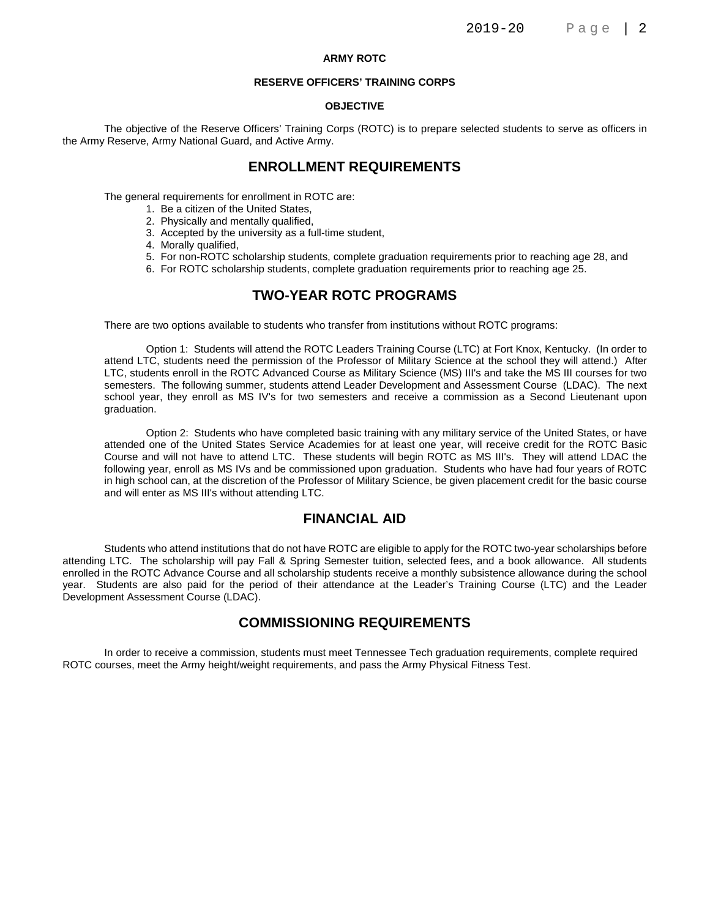# ARMY ROTC

## RESERVE OFFICERS' TRAINING CORPS

### OBJECTIVE

The objective of the Reserve Officers' Training Corps (ROTC) is to prepare selected students to serve as officers in the Army Reserve, Army National Guard, and Active Army.

## ENROLLMENT REQUIREMENTS

The general requirements for enrollment in ROTC are:

1. Be a citizen of the United States,
2. Physically and mentally qualified,
3. Accepted by the university as a full-time student,
4. Morally qualified,
5. For non-ROTC scholarship students, complete graduation requirements prior to reaching age 28, and
6. For ROTC scholarship students, complete graduation requirements prior to reaching age 25.

## TWO-YEAR ROTC PROGRAMS

There are two options available to students who transfer from institutions without ROTC programs:

Option 1: Students will attend the ROTC Leaders Training Course (LTC) at Fort Knox, Kentucky. (In order to attend LTC, students need the permission of the Professor of Military Science at the school they will attend.) After LTC, students enroll in the ROTC Advanced Course as Military Science (MS) III's and take the MS III courses for two semesters. The following summer, students attend Leader Development and Assessment Course (LDAC). The next school year, they enroll as MS IV's for two semesters and receive a commission as a Second Lieutenant upon graduation.

Option 2: Students who have completed basic training with any military service of the United States, or have attended one of the United States Service Academies for at least one year, will receive credit for the ROTC Basic Course and will not have to attend LTC. These students will begin ROTC as MS III's. They will attend LDAC the following year, enroll as MS IVs and be commissioned upon graduation. Students who have had four years of ROTC in high school can, at the discretion of the Professor of Military Science, be given placement credit for the basic course and will enter as MS III's without attending LTC.

## FINANCIAL AID

Students who attend institutions that do not have ROTC are eligible to apply for the ROTC two-year scholarships before attending LTC. The scholarship will pay Fall & Spring Semester tuition, selected fees, and a book allowance. All students enrolled in the ROTC Advance Course and all scholarship students receive a monthly subsistence allowance during the school year. Students are also paid for the period of their attendance at the Leader's Training Course (LTC) and the Leader Development Assessment Course (LDAC).

## COMMISSIONING REQUIREMENTS

In order to receive a commission, students must meet Tennessee Tech graduation requirements, complete required ROTC courses, meet the Army height/weight requirements, and pass the Army Physical Fitness Test.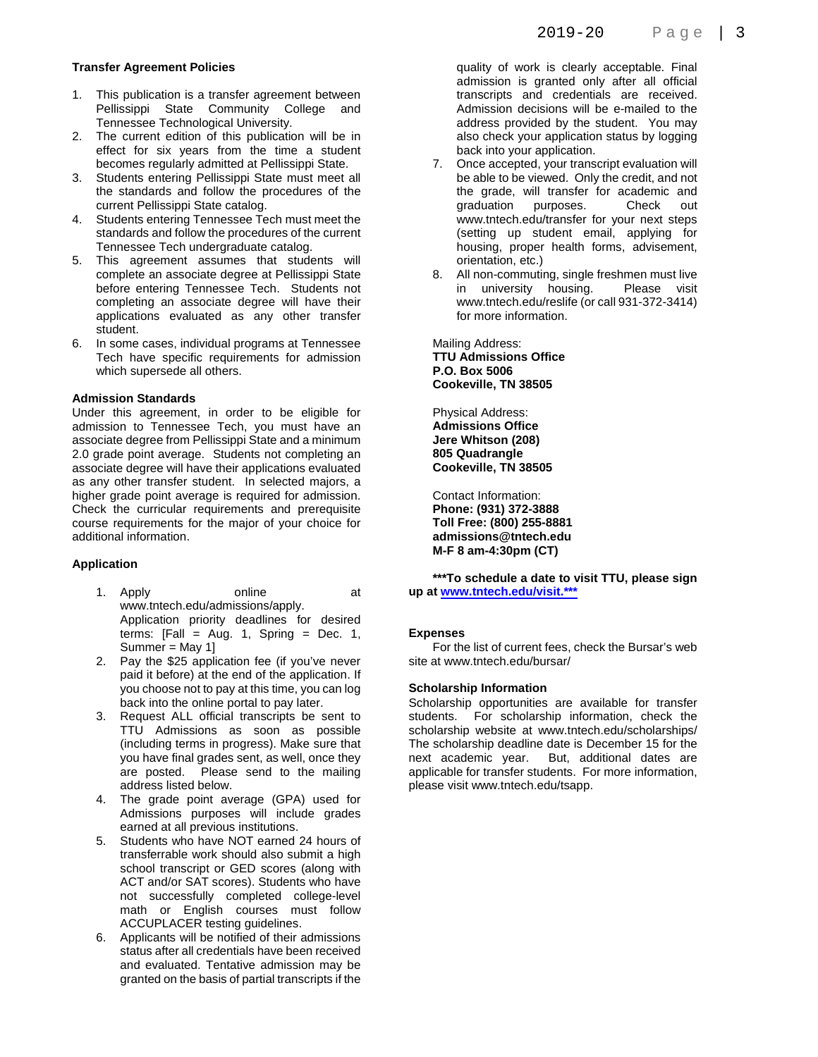### Transfer Agreement Policies

1. This publication is a transfer agreement between Pellissippi State Community College and Tennessee Technological University.
2. The current edition of this publication will be in effect for six years from the time a student becomes regularly admitted at Pellissippi State.
3. Students entering Pellissippi State must meet all the standards and follow the procedures of the current Pellissippi State catalog.
4. Students entering Tennessee Tech must meet the standards and follow the procedures of the current Tennessee Tech undergraduate catalog.
5. This agreement assumes that students will complete an associate degree at Pellissippi State before entering Tennessee Tech. Students not completing an associate degree will have their applications evaluated as any other transfer student.
6. In some cases, individual programs at Tennessee Tech have specific requirements for admission which supersede all others.

### Admission Standards

Under this agreement, in order to be eligible for admission to Tennessee Tech, you must have an associate degree from Pellissippi State and a minimum 2.0 grade point average. Students not completing an associate degree will have their applications evaluated as any other transfer student. In selected majors, a higher grade point average is required for admission. Check the curricular requirements and prerequisite course requirements for the major of your choice for additional information.

### Application

1. Apply online at www.tntech.edu/admissions/apply. Application priority deadlines for desired terms: [Fall = Aug. 1, Spring = Dec. 1, Summer = May 1]
2. Pay the $25 application fee (if you've never paid it before) at the end of the application. If you choose not to pay at this time, you can log back into the online portal to pay later.
3. Request ALL official transcripts be sent to TTU Admissions as soon as possible (including terms in progress). Make sure that you have final grades sent, as well, once they are posted. Please send to the mailing address listed below.
4. The grade point average (GPA) used for Admissions purposes will include grades earned at all previous institutions.
5. Students who have NOT earned 24 hours of transferrable work should also submit a high school transcript or GED scores (along with ACT and/or SAT scores). Students who have not successfully completed college-level math or English courses must follow ACCUPLACER testing guidelines.
6. Applicants will be notified of their admissions status after all credentials have been received and evaluated. Tentative admission may be granted on the basis of partial transcripts if the quality of work is clearly acceptable. Final admission is granted only after all official transcripts and credentials are received. Admission decisions will be e-mailed to the address provided by the student. You may also check your application status by logging back into your application.
7. Once accepted, your transcript evaluation will be able to be viewed. Only the credit, and not the grade, will transfer for academic and graduation purposes. Check out www.tntech.edu/transfer for your next steps (setting up student email, applying for housing, proper health forms, advisement, orientation, etc.)
8. All non-commuting, single freshmen must live in university housing. Please visit www.tntech.edu/reslife (or call 931-372-3414) for more information.

Mailing Address:
**TTU Admissions Office**
**P.O. Box 5006**
**Cookeville, TN 38505**

Physical Address:
**Admissions Office**
**Jere Whitson (208)**
**805 Quadrangle**
**Cookeville, TN 38505**

Contact Information:
**Phone: (931) 372-3888**
**Toll Free: (800) 255-8881**
**admissions@tntech.edu**
**M-F 8 am-4:30pm (CT)**

**\*\*\*To schedule a date to visit TTU, please sign up at www.tntech.edu/visit.\*\*\***

### Expenses

For the list of current fees, check the Bursar's web site at www.tntech.edu/bursar/

### Scholarship Information

Scholarship opportunities are available for transfer students. For scholarship information, check the scholarship website at www.tntech.edu/scholarships/ The scholarship deadline date is December 15 for the next academic year. But, additional dates are applicable for transfer students. For more information, please visit www.tntech.edu/tsapp.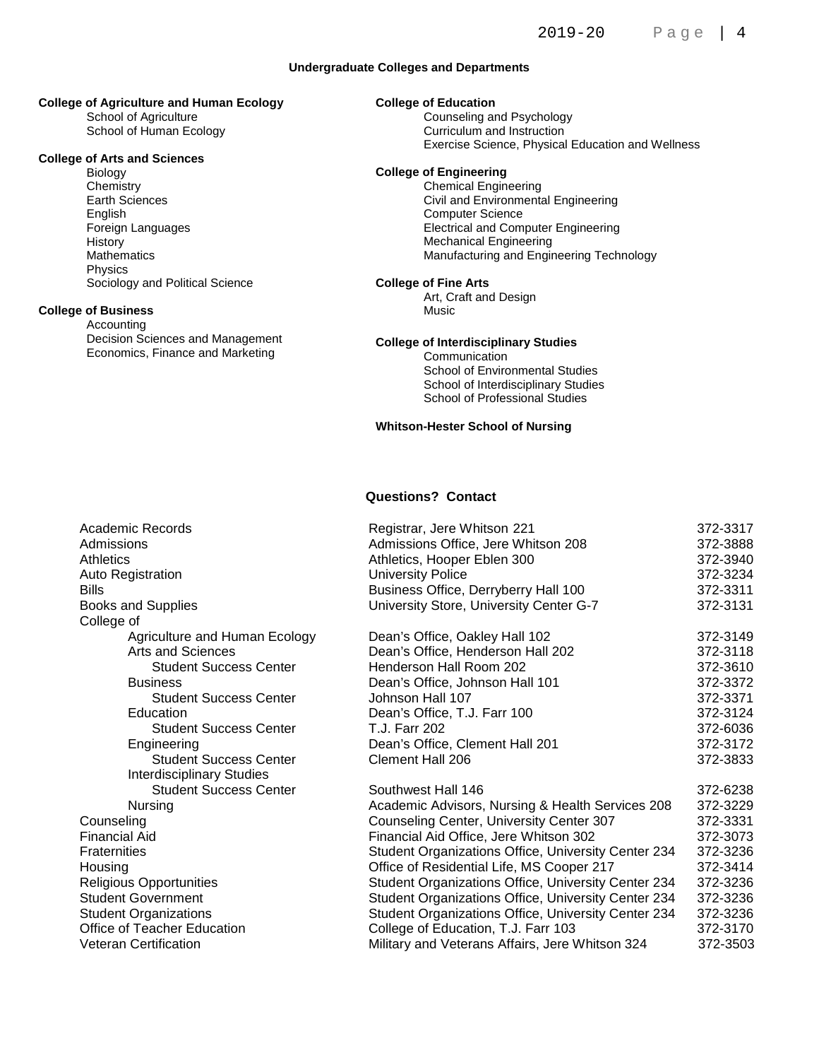## Undergraduate Colleges and Departments

**College of Agriculture and Human Ecology**

- School of Agriculture
- School of Human Ecology

**College of Arts and Sciences**

- Biology
- Chemistry
- Earth Sciences
- English
- Foreign Languages
- History
- Mathematics
- Physics
- Sociology and Political Science

**College of Business**

- Accounting
- Decision Sciences and Management
- Economics, Finance and Marketing

**College of Education**

- Counseling and Psychology
- Curriculum and Instruction
- Exercise Science, Physical Education and Wellness

**College of Engineering**

- Chemical Engineering
- Civil and Environmental Engineering
- Computer Science
- Electrical and Computer Engineering
- Mechanical Engineering
- Manufacturing and Engineering Technology

**College of Fine Arts**

- Art, Craft and Design
- Music

**College of Interdisciplinary Studies**

- Communication
- School of Environmental Studies
- School of Interdisciplinary Studies
- School of Professional Studies

**Whitson-Hester School of Nursing**

## Questions? Contact

| | | |
|---|---|---|
| Academic Records | Registrar, Jere Whitson 221 | 372-3317 |
| Admissions | Admissions Office, Jere Whitson 208 | 372-3888 |
| Athletics | Athletics, Hooper Eblen 300 | 372-3940 |
| Auto Registration | University Police | 372-3234 |
| Bills | Business Office, Derryberry Hall 100 | 372-3311 |
| Books and Supplies | University Store, University Center G-7 | 372-3131 |
| College of | | |
| Agriculture and Human Ecology | Dean's Office, Oakley Hall 102 | 372-3149 |
| Arts and Sciences | Dean's Office, Henderson Hall 202 | 372-3118 |
| Student Success Center | Henderson Hall Room 202 | 372-3610 |
| Business | Dean's Office, Johnson Hall 101 | 372-3372 |
| Student Success Center | Johnson Hall 107 | 372-3371 |
| Education | Dean's Office, T.J. Farr 100 | 372-3124 |
| Student Success Center | T.J. Farr 202 | 372-6036 |
| Engineering | Dean's Office, Clement Hall 201 | 372-3172 |
| Student Success Center | Clement Hall 206 | 372-3833 |
| Interdisciplinary Studies | | |
| Student Success Center | Southwest Hall 146 | 372-6238 |
| Nursing | Academic Advisors, Nursing & Health Services 208 | 372-3229 |
| Counseling | Counseling Center, University Center 307 | 372-3331 |
| Financial Aid | Financial Aid Office, Jere Whitson 302 | 372-3073 |
| Fraternities | Student Organizations Office, University Center 234 | 372-3236 |
| Housing | Office of Residential Life, MS Cooper 217 | 372-3414 |
| Religious Opportunities | Student Organizations Office, University Center 234 | 372-3236 |
| Student Government | Student Organizations Office, University Center 234 | 372-3236 |
| Student Organizations | Student Organizations Office, University Center 234 | 372-3236 |
| Office of Teacher Education | College of Education, T.J. Farr 103 | 372-3170 |
| Veteran Certification | Military and Veterans Affairs, Jere Whitson 324 | 372-3503 |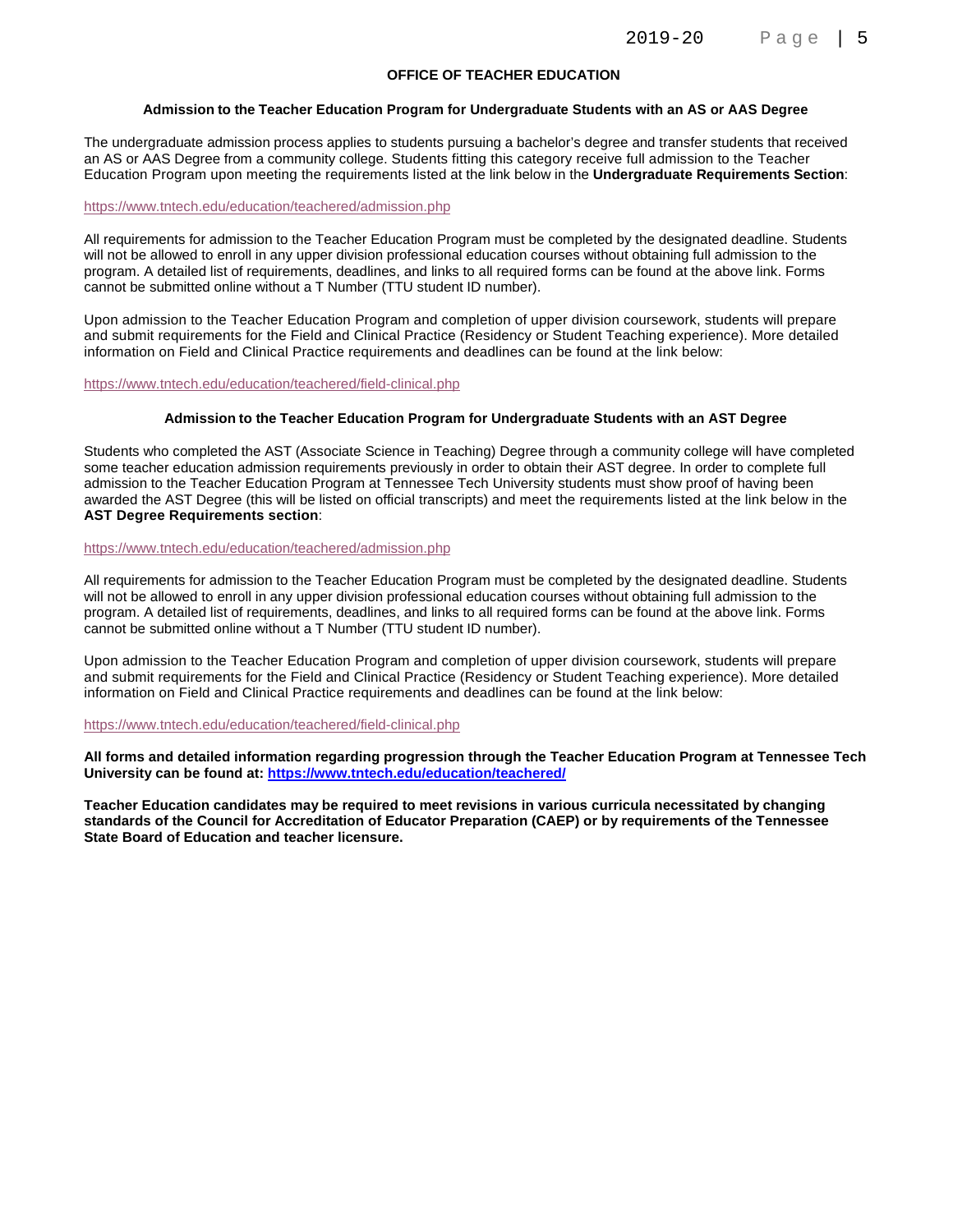# OFFICE OF TEACHER EDUCATION

## Admission to the Teacher Education Program for Undergraduate Students with an AS or AAS Degree

The undergraduate admission process applies to students pursuing a bachelor's degree and transfer students that received an AS or AAS Degree from a community college. Students fitting this category receive full admission to the Teacher Education Program upon meeting the requirements listed at the link below in the **Undergraduate Requirements Section**:

https://www.tntech.edu/education/teachered/admission.php

All requirements for admission to the Teacher Education Program must be completed by the designated deadline. Students will not be allowed to enroll in any upper division professional education courses without obtaining full admission to the program. A detailed list of requirements, deadlines, and links to all required forms can be found at the above link. Forms cannot be submitted online without a T Number (TTU student ID number).

Upon admission to the Teacher Education Program and completion of upper division coursework, students will prepare and submit requirements for the Field and Clinical Practice (Residency or Student Teaching experience). More detailed information on Field and Clinical Practice requirements and deadlines can be found at the link below:

https://www.tntech.edu/education/teachered/field-clinical.php

## Admission to the Teacher Education Program for Undergraduate Students with an AST Degree

Students who completed the AST (Associate Science in Teaching) Degree through a community college will have completed some teacher education admission requirements previously in order to obtain their AST degree. In order to complete full admission to the Teacher Education Program at Tennessee Tech University students must show proof of having been awarded the AST Degree (this will be listed on official transcripts) and meet the requirements listed at the link below in the **AST Degree Requirements section**:

https://www.tntech.edu/education/teachered/admission.php

All requirements for admission to the Teacher Education Program must be completed by the designated deadline. Students will not be allowed to enroll in any upper division professional education courses without obtaining full admission to the program. A detailed list of requirements, deadlines, and links to all required forms can be found at the above link. Forms cannot be submitted online without a T Number (TTU student ID number).

Upon admission to the Teacher Education Program and completion of upper division coursework, students will prepare and submit requirements for the Field and Clinical Practice (Residency or Student Teaching experience). More detailed information on Field and Clinical Practice requirements and deadlines can be found at the link below:

https://www.tntech.edu/education/teachered/field-clinical.php

**All forms and detailed information regarding progression through the Teacher Education Program at Tennessee Tech University can be found at: https://www.tntech.edu/education/teachered/**

**Teacher Education candidates may be required to meet revisions in various curricula necessitated by changing standards of the Council for Accreditation of Educator Preparation (CAEP) or by requirements of the Tennessee State Board of Education and teacher licensure.**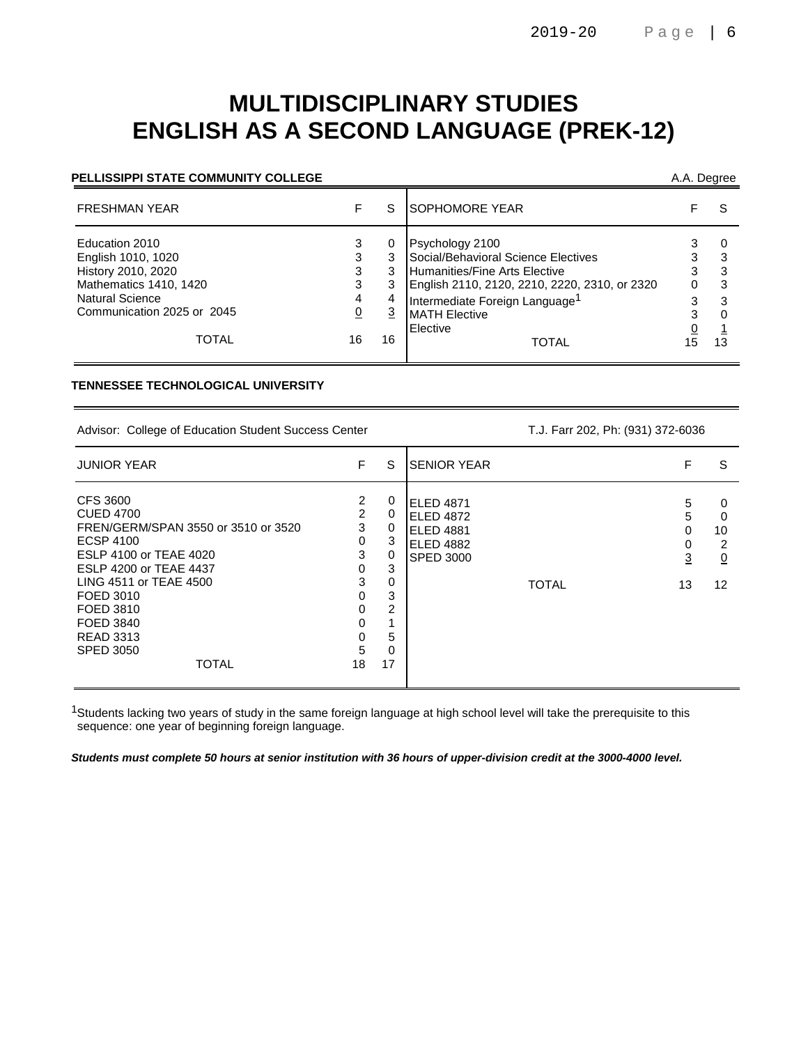# MULTIDISCIPLINARY STUDIES
# ENGLISH AS A SECOND LANGUAGE (PREK-12)

**PELLISSIPPI STATE COMMUNITY COLLEGE** — A.A. Degree

| FRESHMAN YEAR | F | S | SOPHOMORE YEAR | F | S |
|---|---|---|---|---|---|
| Education 2010 | 3 | 0 | Psychology 2100 | 3 | 0 |
| English 1010, 1020 | 3 | 3 | Social/Behavioral Science Electives | 3 | 3 |
| History 2010, 2020 | 3 | 3 | Humanities/Fine Arts Elective | 3 | 3 |
| Mathematics 1410, 1420 | 3 | 3 | English 2110, 2120, 2210, 2220, 2310, or 2320 | 0 | 3 |
| Natural Science | 4 | 4 | Intermediate Foreign Language[1] | 3 | 3 |
| Communication 2025 or 2045 | 0 | 3 | MATH Elective | 3 | 0 |
| | | | Elective | 0 | 1 |
| TOTAL | 16 | 16 | TOTAL | 15 | 13 |

**TENNESSEE TECHNOLOGICAL UNIVERSITY**

Advisor: College of Education Student Success Center — T.J. Farr 202, Ph: (931) 372-6036

| JUNIOR YEAR | F | S | SENIOR YEAR | F | S |
|---|---|---|---|---|---|
| CFS 3600 | 2 | 0 | ELED 4871 | 5 | 0 |
| CUED 4700 | 2 | 0 | ELED 4872 | 5 | 0 |
| FREN/GERM/SPAN 3550 or 3510 or 3520 | 3 | 0 | ELED 4881 | 0 | 10 |
| ECSP 4100 | 0 | 3 | ELED 4882 | 0 | 2 |
| ESLP 4100 or TEAE 4020 | 3 | 0 | SPED 3000 | 3 | 0 |
| ESLP 4200 or TEAE 4437 | 0 | 3 | | | |
| LING 4511 or TEAE 4500 | 3 | 0 | TOTAL | 13 | 12 |
| FOED 3010 | 0 | 3 | | | |
| FOED 3810 | 0 | 2 | | | |
| FOED 3840 | 0 | 1 | | | |
| READ 3313 | 0 | 5 | | | |
| SPED 3050 | 5 | 0 | | | |
| TOTAL | 18 | 17 | | | |

[1]Students lacking two years of study in the same foreign language at high school level will take the prerequisite to this sequence: one year of beginning foreign language.

***Students must complete 50 hours at senior institution with 36 hours of upper-division credit at the 3000-4000 level.***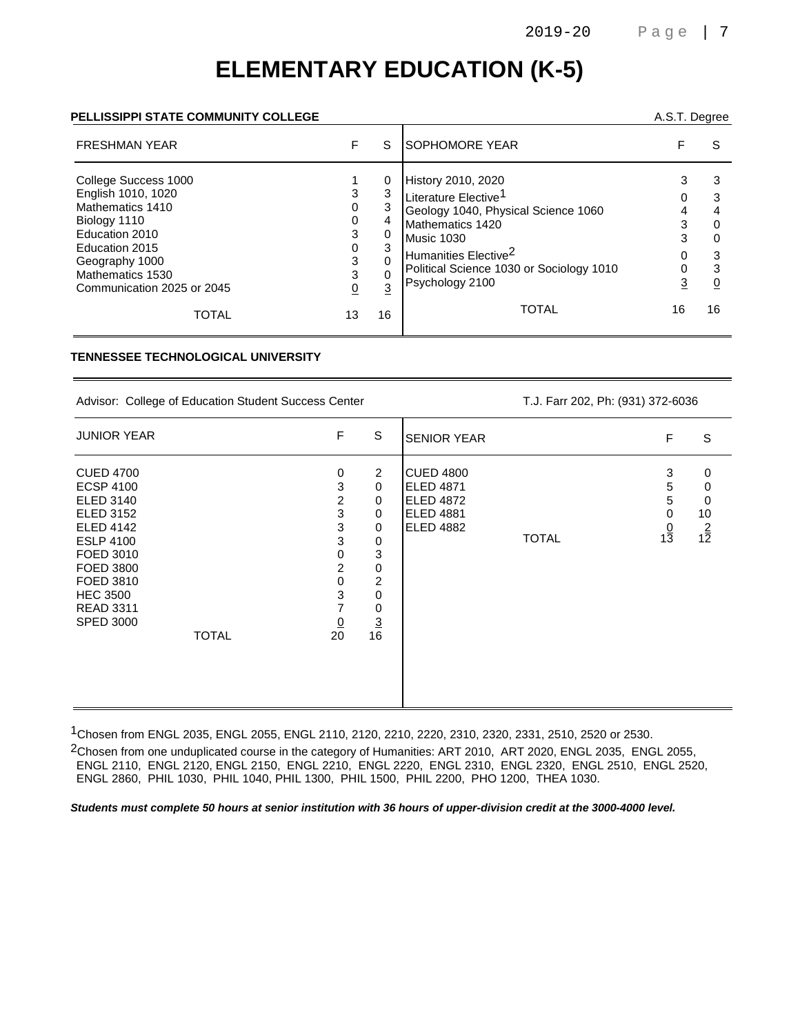# ELEMENTARY EDUCATION (K-5)

**PELLISSIPPI STATE COMMUNITY COLLEGE** A.S.T. Degree

| FRESHMAN YEAR | F | S | SOPHOMORE YEAR | F | S |
|---|---|---|---|---|---|
| College Success 1000 | 1 | 0 | History 2010, 2020 | 3 | 3 |
| English 1010, 1020 | 3 | 3 | Literature Elective[1] | 0 | 3 |
| Mathematics 1410 | 0 | 3 | Geology 1040, Physical Science 1060 | 4 | 4 |
| Biology 1110 | 0 | 4 | Mathematics 1420 | 3 | 0 |
| Education 2010 | 3 | 0 | Music 1030 | 3 | 0 |
| Education 2015 | 0 | 3 | Humanities Elective[2] | 0 | 3 |
| Geography 1000 | 3 | 0 | Political Science 1030 or Sociology 1010 | 0 | 3 |
| Mathematics 1530 | 3 | 0 | Psychology 2100 | 3 | 0 |
| Communication 2025 or 2045 | 0 | 3 | | | |
| TOTAL | 13 | 16 | TOTAL | 16 | 16 |

**TENNESSEE TECHNOLOGICAL UNIVERSITY**

Advisor: College of Education Student Success Center T.J. Farr 202, Ph: (931) 372-6036

| JUNIOR YEAR | F | S | SENIOR YEAR | F | S |
|---|---|---|---|---|---|
| CUED 4700 | 0 | 2 | CUED 4800 | 3 | 0 |
| ECSP 4100 | 3 | 0 | ELED 4871 | 5 | 0 |
| ELED 3140 | 2 | 0 | ELED 4872 | 5 | 0 |
| ELED 3152 | 3 | 0 | ELED 4881 | 0 | 10 |
| ELED 4142 | 3 | 0 | ELED 4882 | 0 | 2 |
| ESLP 4100 | 3 | 0 | TOTAL | 13 | 12 |
| FOED 3010 | 0 | 3 | | | |
| FOED 3800 | 2 | 0 | | | |
| FOED 3810 | 0 | 2 | | | |
| HEC 3500 | 3 | 0 | | | |
| READ 3311 | 7 | 0 | | | |
| SPED 3000 | 0 | 3 | | | |
| TOTAL | 20 | 16 | | | |

[1]Chosen from ENGL 2035, ENGL 2055, ENGL 2110, 2120, 2210, 2220, 2310, 2320, 2331, 2510, 2520 or 2530.

[2]Chosen from one unduplicated course in the category of Humanities: ART 2010, ART 2020, ENGL 2035, ENGL 2055, ENGL 2110, ENGL 2120, ENGL 2150, ENGL 2210, ENGL 2220, ENGL 2310, ENGL 2320, ENGL 2510, ENGL 2520, ENGL 2860, PHIL 1030, PHIL 1040, PHIL 1300, PHIL 1500, PHIL 2200, PHO 1200, THEA 1030.

***Students must complete 50 hours at senior institution with 36 hours of upper-division credit at the 3000-4000 level.***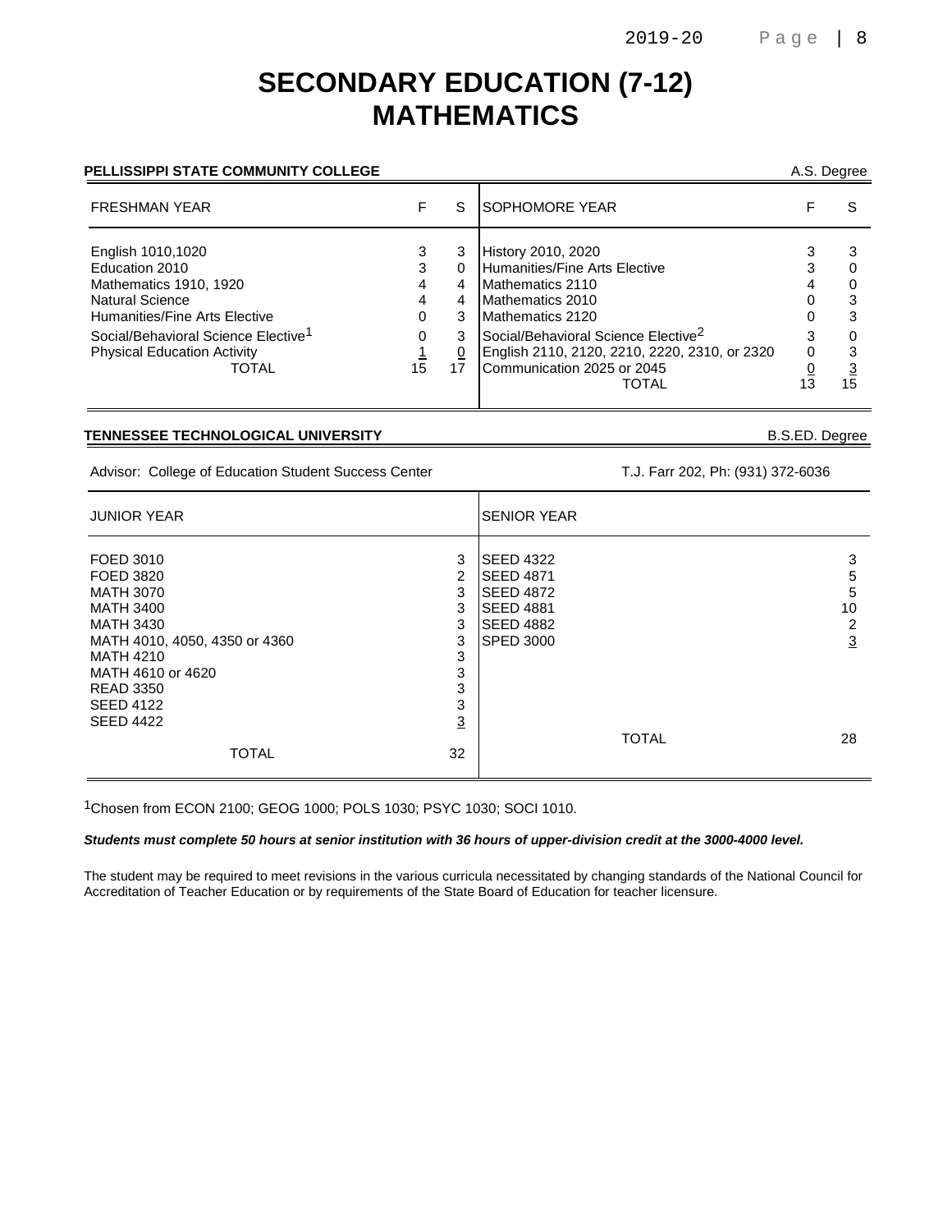# SECONDARY EDUCATION (7-12)
# MATHEMATICS

**PELLISSIPPI STATE COMMUNITY COLLEGE** — A.S. Degree

| FRESHMAN YEAR | F | S | SOPHOMORE YEAR | F | S |
|---|---|---|---|---|---|
| English 1010,1020 | 3 | 3 | History 2010, 2020 | 3 | 3 |
| Education 2010 | 3 | 0 | Humanities/Fine Arts Elective | 3 | 0 |
| Mathematics 1910, 1920 | 4 | 4 | Mathematics 2110 | 4 | 0 |
| Natural Science | 4 | 4 | Mathematics 2010 | 0 | 3 |
| Humanities/Fine Arts Elective | 0 | 3 | Mathematics 2120 | 0 | 3 |
| Social/Behavioral Science Elective[1] | 0 | 3 | Social/Behavioral Science Elective[2] | 3 | 0 |
| Physical Education Activity | 1 | 0 | English 2110, 2120, 2210, 2220, 2310, or 2320 | 0 | 3 |
| TOTAL | 15 | 17 | Communication 2025 or 2045 | 0 | 3 |
| | | | TOTAL | 13 | 15 |

**TENNESSEE TECHNOLOGICAL UNIVERSITY** — B.S.ED. Degree

Advisor: College of Education Student Success Center — T.J. Farr 202, Ph: (931) 372-6036

| JUNIOR YEAR | | SENIOR YEAR | |
|---|---|---|---|
| FOED 3010 | 3 | SEED 4322 | 3 |
| FOED 3820 | 2 | SEED 4871 | 5 |
| MATH 3070 | 3 | SEED 4872 | 5 |
| MATH 3400 | 3 | SEED 4881 | 10 |
| MATH 3430 | 3 | SEED 4882 | 2 |
| MATH 4010, 4050, 4350 or 4360 | 3 | SPED 3000 | 3 |
| MATH 4210 | 3 | | |
| MATH 4610 or 4620 | 3 | | |
| READ 3350 | 3 | | |
| SEED 4122 | 3 | | |
| SEED 4422 | 3 | | |
| TOTAL | 32 | TOTAL | 28 |

[1]Chosen from ECON 2100; GEOG 1000; POLS 1030; PSYC 1030; SOCI 1010.

***Students must complete 50 hours at senior institution with 36 hours of upper-division credit at the 3000-4000 level.***

The student may be required to meet revisions in the various curricula necessitated by changing standards of the National Council for Accreditation of Teacher Education or by requirements of the State Board of Education for teacher licensure.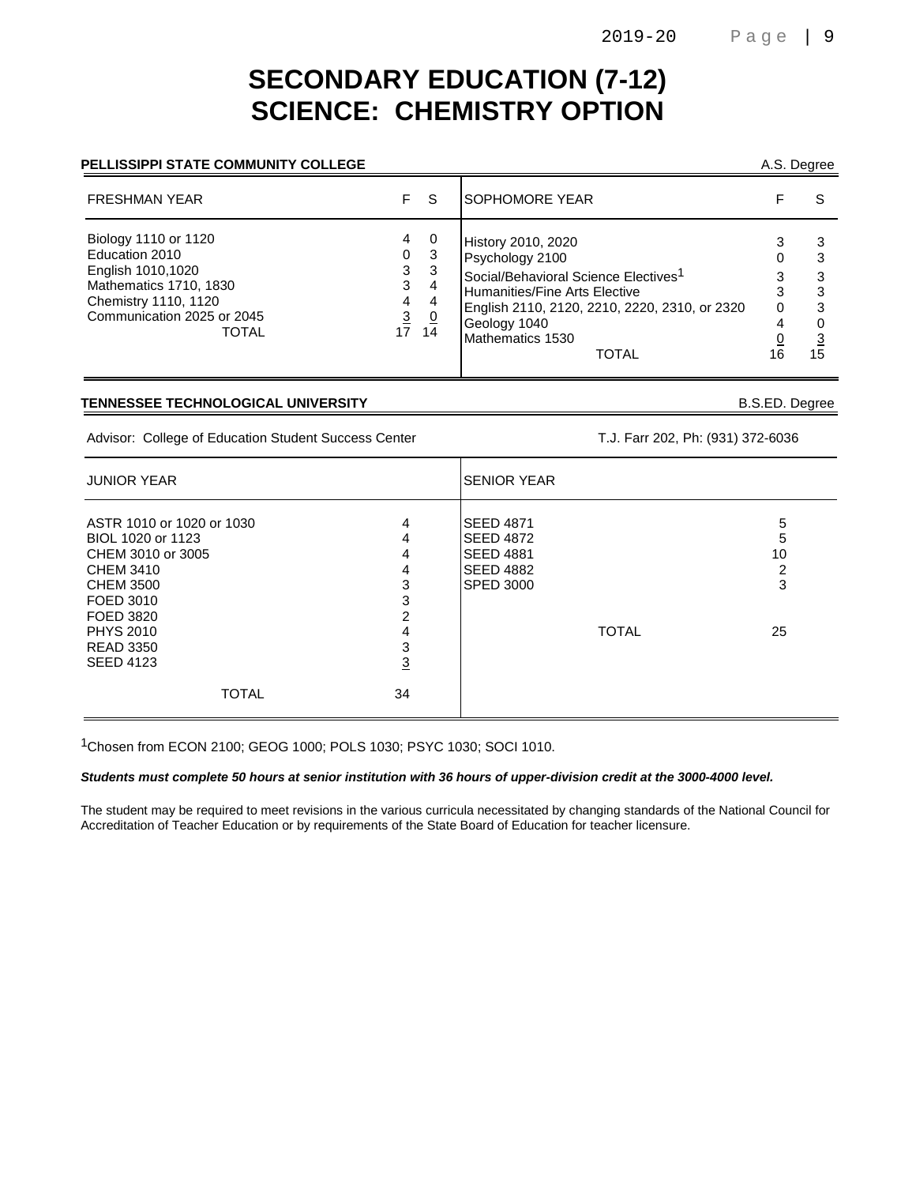# SECONDARY EDUCATION (7-12)
# SCIENCE: CHEMISTRY OPTION

**PELLISSIPPI STATE COMMUNITY COLLEGE** — A.S. Degree

| FRESHMAN YEAR | F | S | SOPHOMORE YEAR | F | S |
|---|---|---|---|---|---|
| Biology 1110 or 1120 | 4 | 0 | History 2010, 2020 | 3 | 3 |
| Education 2010 | 0 | 3 | Psychology 2100 | 0 | 3 |
| English 1010,1020 | 3 | 3 | Social/Behavioral Science Electives[1] | 3 | 3 |
| Mathematics 1710, 1830 | 3 | 4 | Humanities/Fine Arts Elective | 3 | 3 |
| Chemistry 1110, 1120 | 4 | 4 | English 2110, 2120, 2210, 2220, 2310, or 2320 | 0 | 3 |
| Communication 2025 or 2045 | 3 | 0 | Geology 1040 | 4 | 0 |
| | | | Mathematics 1530 | 0 | 3 |
| TOTAL | 17 | 14 | TOTAL | 16 | 15 |

**TENNESSEE TECHNOLOGICAL UNIVERSITY** — B.S.ED. Degree

Advisor: College of Education Student Success Center — T.J. Farr 202, Ph: (931) 372-6036

| JUNIOR YEAR | | SENIOR YEAR | |
|---|---|---|---|
| ASTR 1010 or 1020 or 1030 | 4 | SEED 4871 | 5 |
| BIOL 1020 or 1123 | 4 | SEED 4872 | 5 |
| CHEM 3010 or 3005 | 4 | SEED 4881 | 10 |
| CHEM 3410 | 4 | SEED 4882 | 2 |
| CHEM 3500 | 3 | SPED 3000 | 3 |
| FOED 3010 | 3 | | |
| FOED 3820 | 2 | | |
| PHYS 2010 | 4 | TOTAL | 25 |
| READ 3350 | 3 | | |
| SEED 4123 | 3 | | |
| TOTAL | 34 | | |

[1]Chosen from ECON 2100; GEOG 1000; POLS 1030; PSYC 1030; SOCI 1010.

***Students must complete 50 hours at senior institution with 36 hours of upper-division credit at the 3000-4000 level.***

The student may be required to meet revisions in the various curricula necessitated by changing standards of the National Council for Accreditation of Teacher Education or by requirements of the State Board of Education for teacher licensure.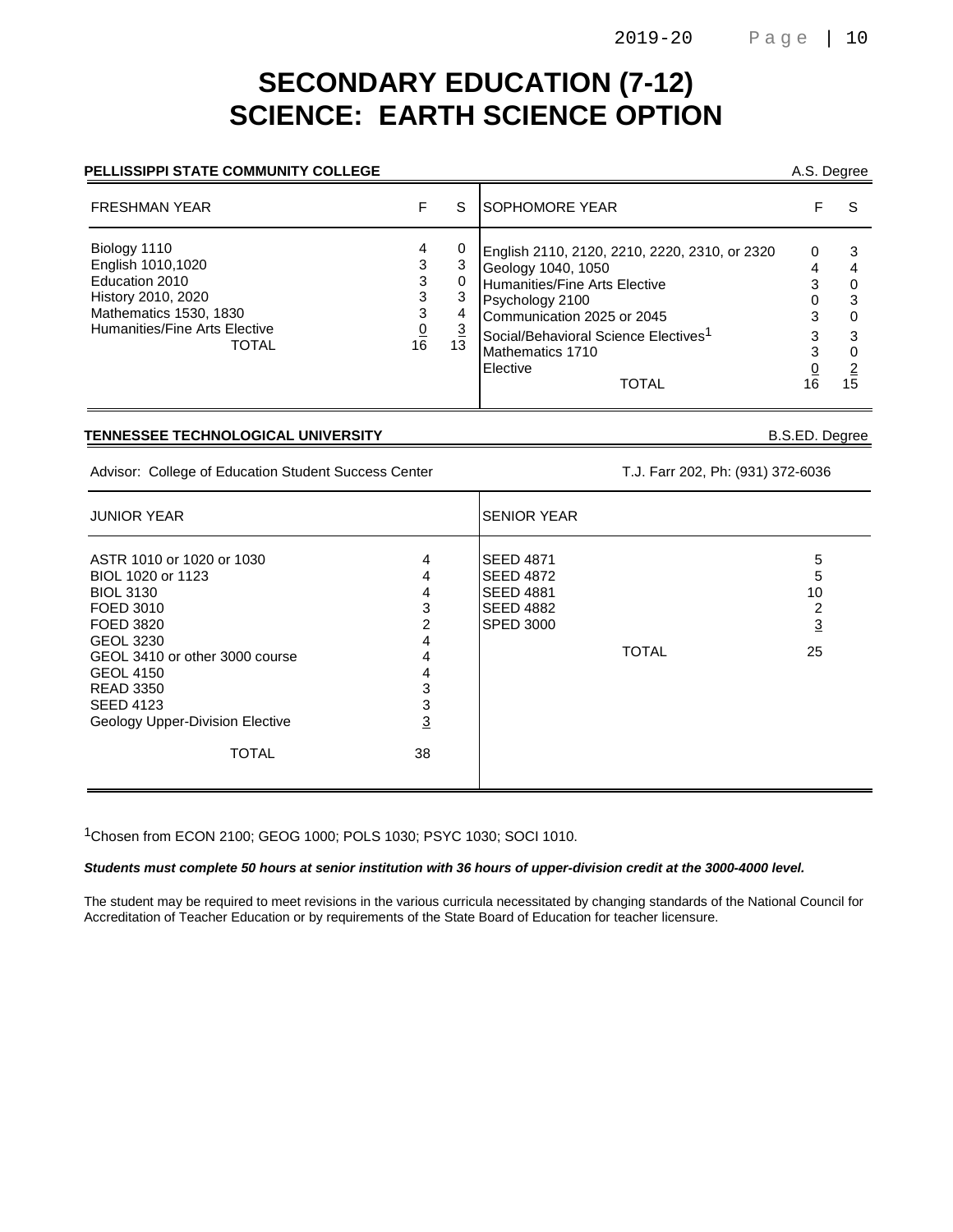# SECONDARY EDUCATION (7-12)
# SCIENCE: EARTH SCIENCE OPTION

**PELLISSIPPI STATE COMMUNITY COLLEGE** — A.S. Degree

| FRESHMAN YEAR | F | S | SOPHOMORE YEAR | F | S |
|---|---|---|---|---|---|
| Biology 1110 | 4 | 0 | English 2110, 2120, 2210, 2220, 2310, or 2320 | 0 | 3 |
| English 1010,1020 | 3 | 3 | Geology 1040, 1050 | 4 | 4 |
| Education 2010 | 3 | 0 | Humanities/Fine Arts Elective | 3 | 0 |
| History 2010, 2020 | 3 | 3 | Psychology 2100 | 0 | 3 |
| Mathematics 1530, 1830 | 3 | 4 | Communication 2025 or 2045 | 3 | 0 |
| Humanities/Fine Arts Elective | 0 | 3 | Social/Behavioral Science Electives[1] | 3 | 3 |
| TOTAL | 16 | 13 | Mathematics 1710 | 3 | 0 |
| | | | Elective | 0 | 2 |
| | | | TOTAL | 16 | 15 |

**TENNESSEE TECHNOLOGICAL UNIVERSITY** — B.S.ED. Degree

Advisor: College of Education Student Success Center — T.J. Farr 202, Ph: (931) 372-6036

| JUNIOR YEAR | | SENIOR YEAR | |
|---|---|---|---|
| ASTR 1010 or 1020 or 1030 | 4 | SEED 4871 | 5 |
| BIOL 1020 or 1123 | 4 | SEED 4872 | 5 |
| BIOL 3130 | 4 | SEED 4881 | 10 |
| FOED 3010 | 3 | SEED 4882 | 2 |
| FOED 3820 | 2 | SPED 3000 | 3 |
| GEOL 3230 | 4 | TOTAL | 25 |
| GEOL 3410 or other 3000 course | 4 | | |
| GEOL 4150 | 4 | | |
| READ 3350 | 3 | | |
| SEED 4123 | 3 | | |
| Geology Upper-Division Elective | 3 | | |
| TOTAL | 38 | | |

[1]Chosen from ECON 2100; GEOG 1000; POLS 1030; PSYC 1030; SOCI 1010.

***Students must complete 50 hours at senior institution with 36 hours of upper-division credit at the 3000-4000 level.***

The student may be required to meet revisions in the various curricula necessitated by changing standards of the National Council for Accreditation of Teacher Education or by requirements of the State Board of Education for teacher licensure.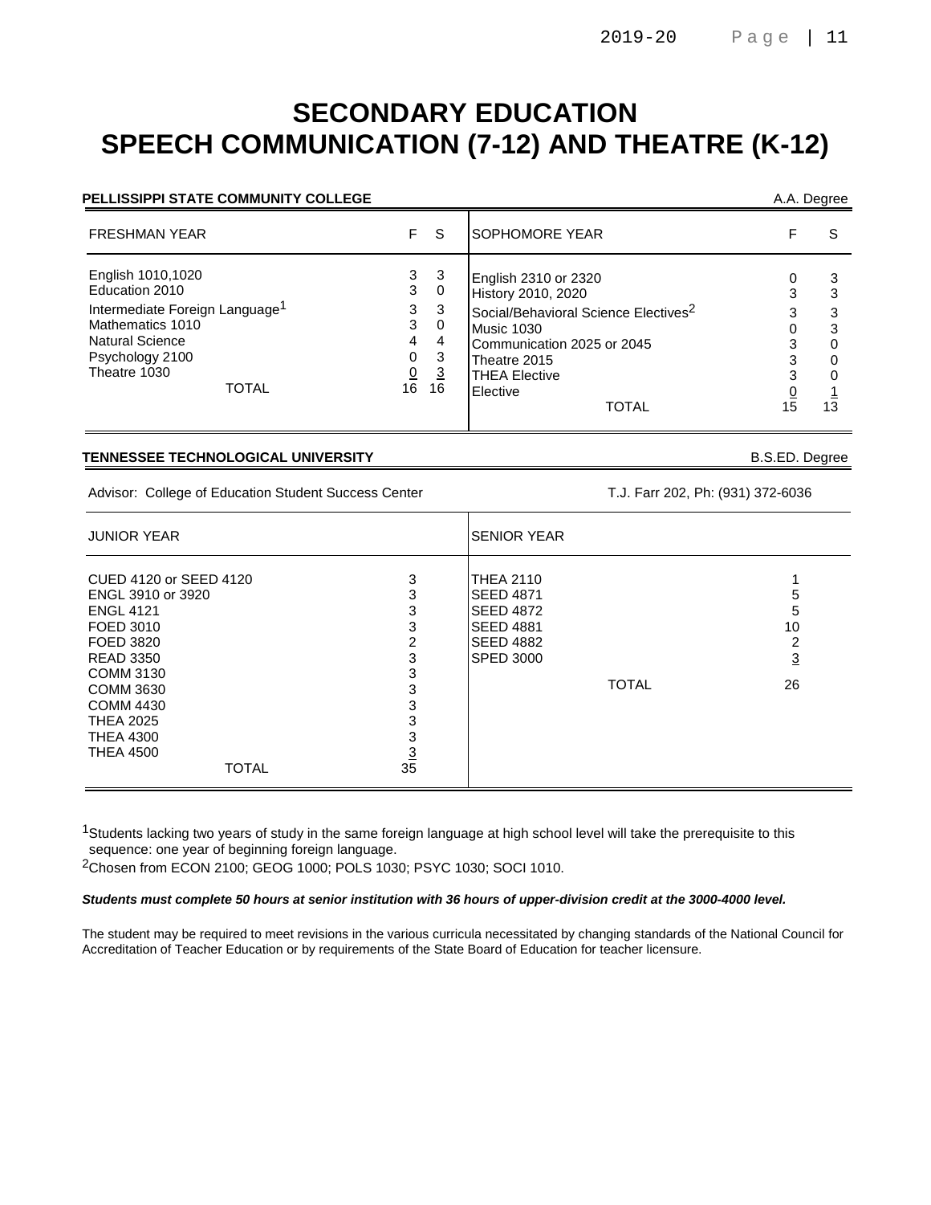# SECONDARY EDUCATION
# SPEECH COMMUNICATION (7-12) AND THEATRE (K-12)

**PELLISSIPPI STATE COMMUNITY COLLEGE** — A.A. Degree

| FRESHMAN YEAR | F | S | SOPHOMORE YEAR | F | S |
|---|---|---|---|---|---|
| English 1010,1020 | 3 | 3 | English 2310 or 2320 | 0 | 3 |
| Education 2010 | 3 | 0 | History 2010, 2020 | 3 | 3 |
| Intermediate Foreign Language[1] | 3 | 3 | Social/Behavioral Science Electives[2] | 3 | 3 |
| Mathematics 1010 | 3 | 0 | Music 1030 | 0 | 3 |
| Natural Science | 4 | 4 | Communication 2025 or 2045 | 3 | 0 |
| Psychology 2100 | 0 | 3 | Theatre 2015 | 3 | 0 |
| Theatre 1030 | 0 | 3 | THEA Elective | 3 | 0 |
| | | | Elective | 0 | 1 |
| TOTAL | 16 | 16 | TOTAL | 15 | 13 |

**TENNESSEE TECHNOLOGICAL UNIVERSITY** — B.S.ED. Degree

Advisor: College of Education Student Success Center — T.J. Farr 202, Ph: (931) 372-6036

| JUNIOR YEAR | | SENIOR YEAR | |
|---|---|---|---|
| CUED 4120 or SEED 4120 | 3 | THEA 2110 | 1 |
| ENGL 3910 or 3920 | 3 | SEED 4871 | 5 |
| ENGL 4121 | 3 | SEED 4872 | 5 |
| FOED 3010 | 3 | SEED 4881 | 10 |
| FOED 3820 | 2 | SEED 4882 | 2 |
| READ 3350 | 3 | SPED 3000 | 3 |
| COMM 3130 | 3 | TOTAL | 26 |
| COMM 3630 | 3 | | |
| COMM 4430 | 3 | | |
| THEA 2025 | 3 | | |
| THEA 4300 | 3 | | |
| THEA 4500 | 3 | | |
| TOTAL | 35 | | |

[1]Students lacking two years of study in the same foreign language at high school level will take the prerequisite to this sequence: one year of beginning foreign language.

[2]Chosen from ECON 2100; GEOG 1000; POLS 1030; PSYC 1030; SOCI 1010.

***Students must complete 50 hours at senior institution with 36 hours of upper-division credit at the 3000-4000 level.***

The student may be required to meet revisions in the various curricula necessitated by changing standards of the National Council for Accreditation of Teacher Education or by requirements of the State Board of Education for teacher licensure.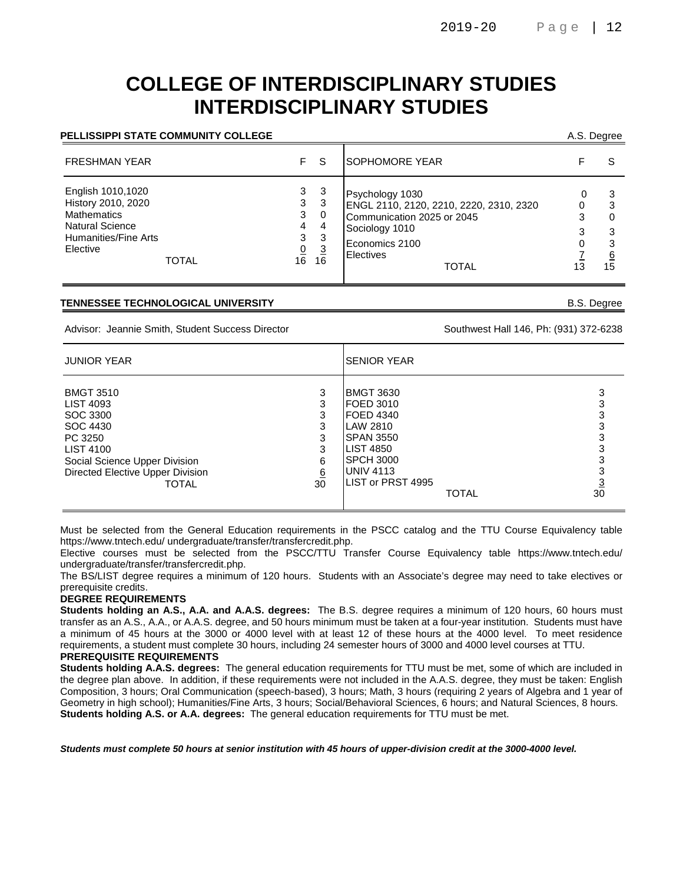# COLLEGE OF INTERDISCIPLINARY STUDIES
# INTERDISCIPLINARY STUDIES

**PELLISSIPPI STATE COMMUNITY COLLEGE** — A.S. Degree

| FRESHMAN YEAR | F | S | SOPHOMORE YEAR | F | S |
|---|---|---|---|---|---|
| English 1010,1020 | 3 | 3 | Psychology 1030 | 0 | 3 |
| History 2010, 2020 | 3 | 3 | ENGL 2110, 2120, 2210, 2220, 2310, 2320 | 0 | 3 |
| Mathematics | 3 | 0 | Communication 2025 or 2045 | 3 | 0 |
| Natural Science | 4 | 4 | Sociology 1010 | 3 | 3 |
| Humanities/Fine Arts | 3 | 3 | Economics 2100 | 0 | 3 |
| Elective | 0 | 3 | Electives | 7 | 6 |
| TOTAL | 16 | 16 | TOTAL | 13 | 15 |

**TENNESSEE TECHNOLOGICAL UNIVERSITY** — B.S. Degree

Advisor: Jeannie Smith, Student Success Director — Southwest Hall 146, Ph: (931) 372-6238

| JUNIOR YEAR | | SENIOR YEAR | |
|---|---|---|---|
| BMGT 3510 | 3 | BMGT 3630 | 3 |
| LIST 4093 | 3 | FOED 3010 | 3 |
| SOC 3300 | 3 | FOED 4340 | 3 |
| SOC 4430 | 3 | LAW 2810 | 3 |
| PC 3250 | 3 | SPAN 3550 | 3 |
| LIST 4100 | 3 | LIST 4850 | 3 |
| Social Science Upper Division | 6 | SPCH 3000 | 3 |
| Directed Elective Upper Division | 6 | UNIV 4113 | 3 |
| | | LIST or PRST 4995 | 3 |
| TOTAL | 30 | TOTAL | 30 |

Must be selected from the General Education requirements in the PSCC catalog and the TTU Course Equivalency table https://www.tntech.edu/ undergraduate/transfer/transfercredit.php.

Elective courses must be selected from the PSCC/TTU Transfer Course Equivalency table https://www.tntech.edu/ undergraduate/transfer/transfercredit.php.

The BS/LIST degree requires a minimum of 120 hours. Students with an Associate's degree may need to take electives or prerequisite credits.

**DEGREE REQUIREMENTS**

**Students holding an A.S., A.A. and A.A.S. degrees:** The B.S. degree requires a minimum of 120 hours, 60 hours must transfer as an A.S., A.A., or A.A.S. degree, and 50 hours minimum must be taken at a four-year institution. Students must have a minimum of 45 hours at the 3000 or 4000 level with at least 12 of these hours at the 4000 level. To meet residence requirements, a student must complete 30 hours, including 24 semester hours of 3000 and 4000 level courses at TTU.

**PREREQUISITE REQUIREMENTS**

**Students holding A.A.S. degrees:** The general education requirements for TTU must be met, some of which are included in the degree plan above. In addition, if these requirements were not included in the A.A.S. degree, they must be taken: English Composition, 3 hours; Oral Communication (speech-based), 3 hours; Math, 3 hours (requiring 2 years of Algebra and 1 year of Geometry in high school); Humanities/Fine Arts, 3 hours; Social/Behavioral Sciences, 6 hours; and Natural Sciences, 8 hours.

**Students holding A.S. or A.A. degrees:** The general education requirements for TTU must be met.

***Students must complete 50 hours at senior institution with 45 hours of upper-division credit at the 3000-4000 level.***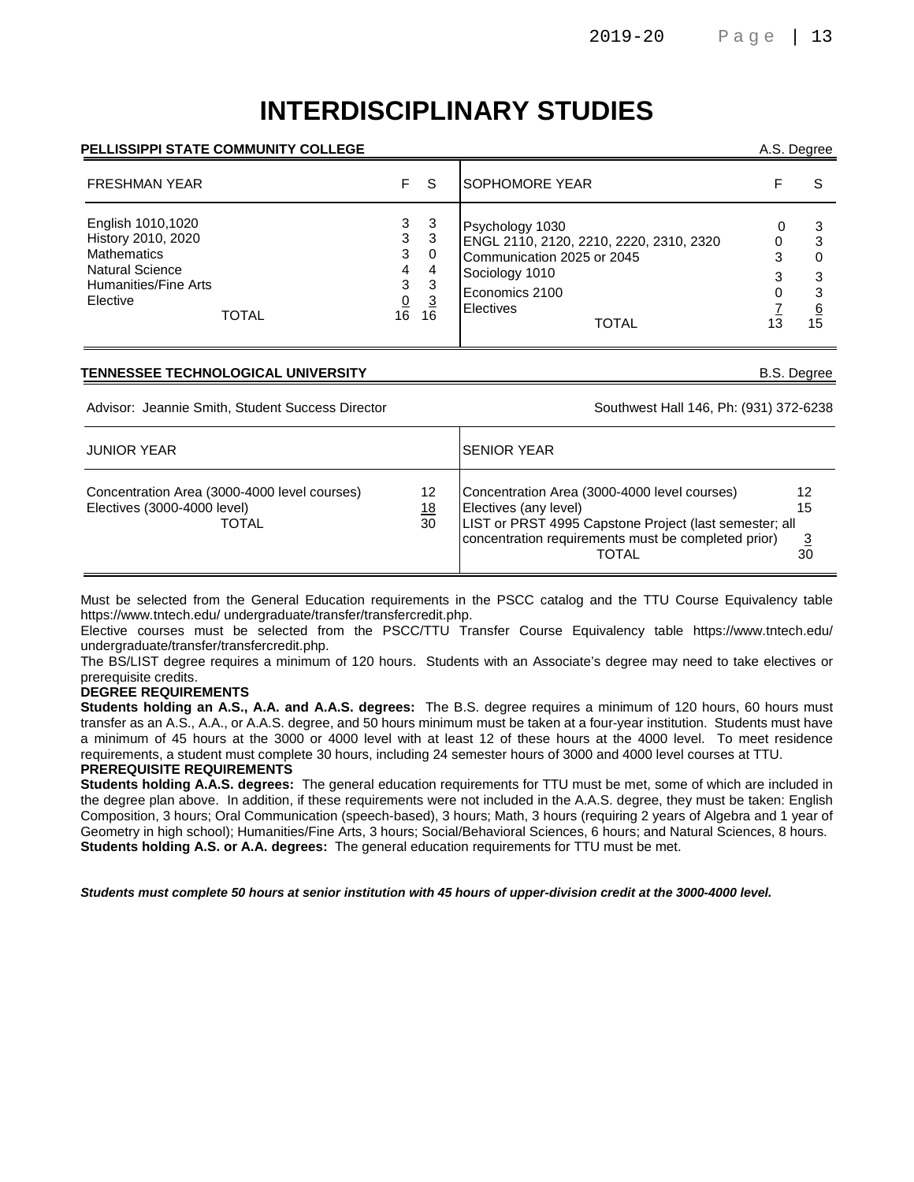# INTERDISCIPLINARY STUDIES

**PELLISSIPPI STATE COMMUNITY COLLEGE** A.S. Degree

| FRESHMAN YEAR | F | S | SOPHOMORE YEAR | F | S |
|---|---|---|---|---|---|
| English 1010,1020 | 3 | 3 | Psychology 1030 | 0 | 3 |
| History 2010, 2020 | 3 | 3 | ENGL 2110, 2120, 2210, 2220, 2310, 2320 | 0 | 3 |
| Mathematics | 3 | 0 | Communication 2025 or 2045 | 3 | 0 |
| Natural Science | 4 | 4 | Sociology 1010 | 3 | 3 |
| Humanities/Fine Arts | 3 | 3 | Economics 2100 | 0 | 3 |
| Elective | 0 | 3 | Electives | 7 | 6 |
| TOTAL | 16 | 16 | TOTAL | 13 | 15 |

**TENNESSEE TECHNOLOGICAL UNIVERSITY** B.S. Degree

Advisor: Jeannie Smith, Student Success Director Southwest Hall 146, Ph: (931) 372-6238

| JUNIOR YEAR | | SENIOR YEAR | |
|---|---|---|---|
| Concentration Area (3000-4000 level courses) | 12 | Concentration Area (3000-4000 level courses) | 12 |
| Electives (3000-4000 level) | 18 | Electives (any level) | 15 |
| | | LIST or PRST 4995 Capstone Project (last semester; all concentration requirements must be completed prior) | 3 |
| TOTAL | 30 | TOTAL | 30 |

Must be selected from the General Education requirements in the PSCC catalog and the TTU Course Equivalency table https://www.tntech.edu/ undergraduate/transfer/transfercredit.php.

Elective courses must be selected from the PSCC/TTU Transfer Course Equivalency table https://www.tntech.edu/ undergraduate/transfer/transfercredit.php.

The BS/LIST degree requires a minimum of 120 hours. Students with an Associate's degree may need to take electives or prerequisite credits.

**DEGREE REQUIREMENTS**

**Students holding an A.S., A.A. and A.A.S. degrees:** The B.S. degree requires a minimum of 120 hours, 60 hours must transfer as an A.S., A.A., or A.A.S. degree, and 50 hours minimum must be taken at a four-year institution. Students must have a minimum of 45 hours at the 3000 or 4000 level with at least 12 of these hours at the 4000 level. To meet residence requirements, a student must complete 30 hours, including 24 semester hours of 3000 and 4000 level courses at TTU.

**PREREQUISITE REQUIREMENTS**

**Students holding A.A.S. degrees:** The general education requirements for TTU must be met, some of which are included in the degree plan above. In addition, if these requirements were not included in the A.A.S. degree, they must be taken: English Composition, 3 hours; Oral Communication (speech-based), 3 hours; Math, 3 hours (requiring 2 years of Algebra and 1 year of Geometry in high school); Humanities/Fine Arts, 3 hours; Social/Behavioral Sciences, 6 hours; and Natural Sciences, 8 hours.

**Students holding A.S. or A.A. degrees:** The general education requirements for TTU must be met.

***Students must complete 50 hours at senior institution with 45 hours of upper-division credit at the 3000-4000 level.***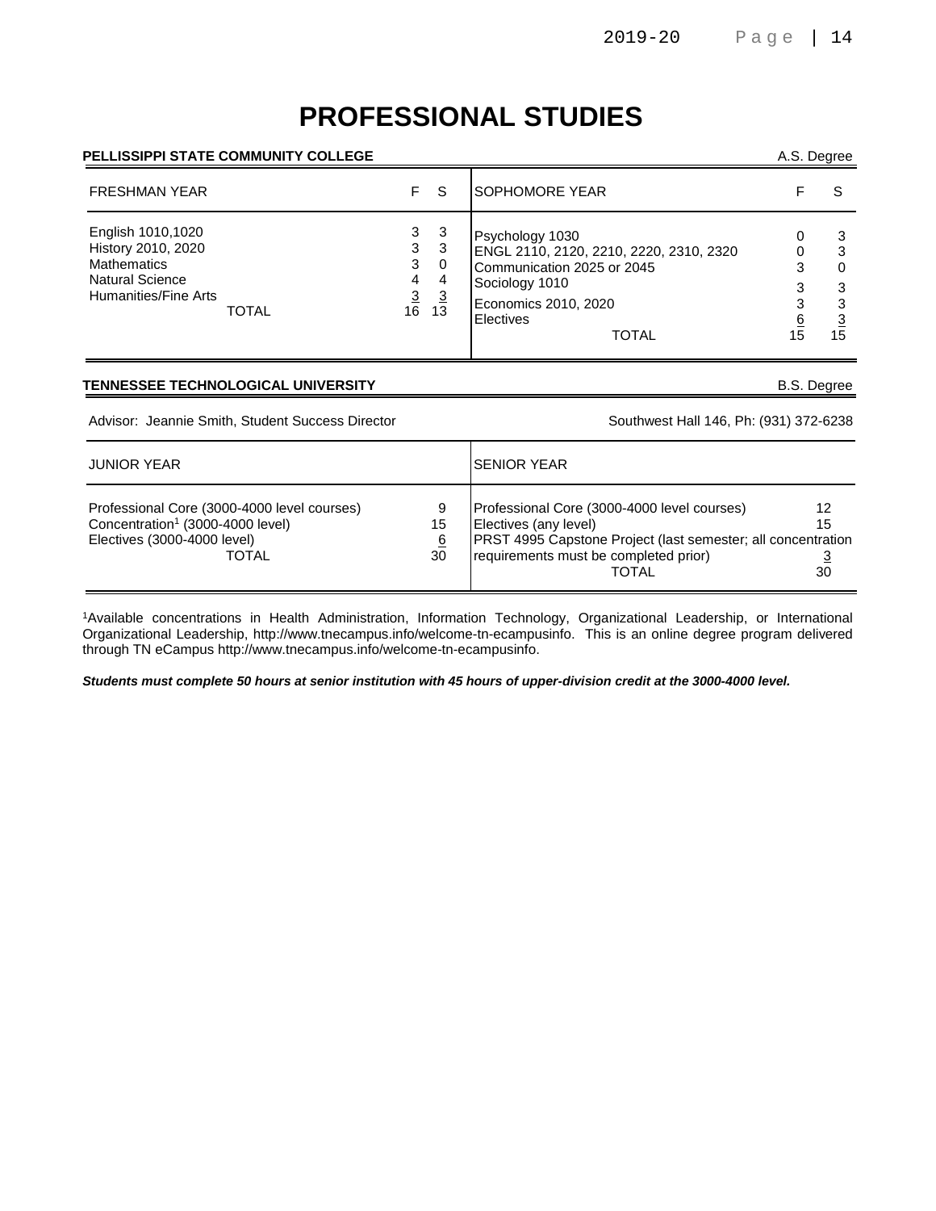# PROFESSIONAL STUDIES

**PELLISSIPPI STATE COMMUNITY COLLEGE** — A.S. Degree

| FRESHMAN YEAR | F | S | SOPHOMORE YEAR | F | S |
|---|---|---|---|---|---|
| English 1010,1020 | 3 | 3 | Psychology 1030 | 0 | 3 |
| History 2010, 2020 | 3 | 3 | ENGL 2110, 2120, 2210, 2220, 2310, 2320 | 0 | 3 |
| Mathematics | 3 | 0 | Communication 2025 or 2045 | 3 | 0 |
| Natural Science | 4 | 4 | Sociology 1010 | 3 | 3 |
| Humanities/Fine Arts | 3 | 3 | Economics 2010, 2020 | 3 | 3 |
| | | | Electives | 6 | 3 |
| TOTAL | 16 | 13 | TOTAL | 15 | 15 |

**TENNESSEE TECHNOLOGICAL UNIVERSITY** — B.S. Degree

Advisor: Jeannie Smith, Student Success Director — Southwest Hall 146, Ph: (931) 372-6238

| JUNIOR YEAR | | SENIOR YEAR | |
|---|---|---|---|
| Professional Core (3000-4000 level courses) | 9 | Professional Core (3000-4000 level courses) | 12 |
| Concentration[1] (3000-4000 level) | 15 | Electives (any level) | 15 |
| Electives (3000-4000 level) | 6 | PRST 4995 Capstone Project (last semester; all concentration requirements must be completed prior) | 3 |
| TOTAL | 30 | TOTAL | 30 |

[1]Available concentrations in Health Administration, Information Technology, Organizational Leadership, or International Organizational Leadership, http://www.tnecampus.info/welcome-tn-ecampusinfo. This is an online degree program delivered through TN eCampus http://www.tnecampus.info/welcome-tn-ecampusinfo.

***Students must complete 50 hours at senior institution with 45 hours of upper-division credit at the 3000-4000 level.***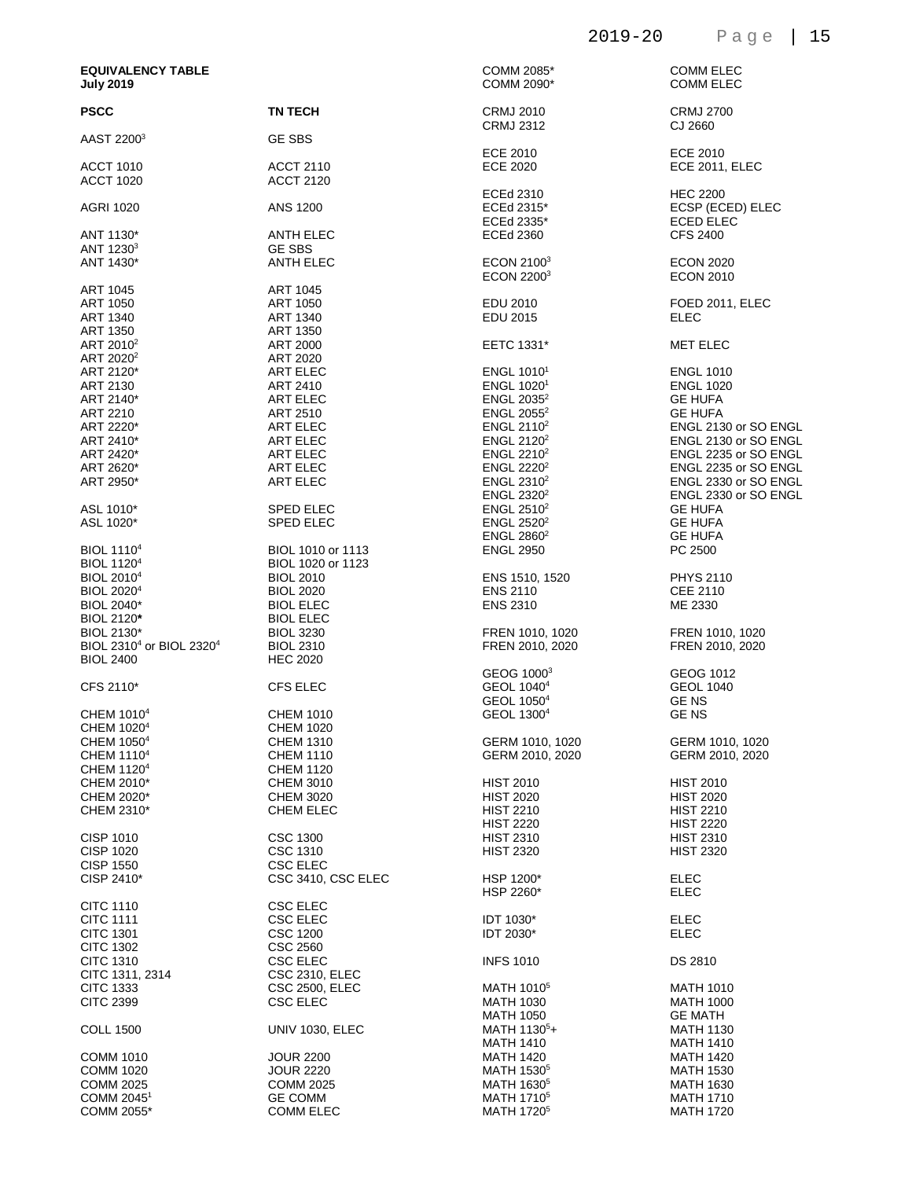**EQUIVALENCY TABLE**
**July 2019**

| PSCC | TN TECH |
|---|---|
| AAST 2200[3] | GE SBS |
| ACCT 1010 | ACCT 2110 |
| ACCT 1020 | ACCT 2120 |
| AGRI 1020 | ANS 1200 |
| ANT 1130* | ANTH ELEC |
| ANT 1230[3] | GE SBS |
| ANT 1430* | ANTH ELEC |
| ART 1045 | ART 1045 |
| ART 1050 | ART 1050 |
| ART 1340 | ART 1340 |
| ART 1350 | ART 1350 |
| ART 2010[2] | ART 2000 |
| ART 2020[2] | ART 2020 |
| ART 2120* | ART ELEC |
| ART 2130 | ART 2410 |
| ART 2140* | ART ELEC |
| ART 2210 | ART 2510 |
| ART 2220* | ART ELEC |
| ART 2410* | ART ELEC |
| ART 2420* | ART ELEC |
| ART 2620* | ART ELEC |
| ART 2950* | ART ELEC |
| ASL 1010* | SPED ELEC |
| ASL 1020* | SPED ELEC |
| BIOL 1110[4] | BIOL 1010 or 1113 |
| BIOL 1120[4] | BIOL 1020 or 1123 |
| BIOL 2010[4] | BIOL 2010 |
| BIOL 2020[4] | BIOL 2020 |
| BIOL 2040* | BIOL ELEC |
| BIOL 2120* | BIOL ELEC |
| BIOL 2130* | BIOL 3230 |
| BIOL 2310[4] or BIOL 2320[4] | BIOL 2310 |
| BIOL 2400 | HEC 2020 |
| CFS 2110* | CFS ELEC |
| CHEM 1010[4] | CHEM 1010 |
| CHEM 1020[4] | CHEM 1020 |
| CHEM 1050[4] | CHEM 1310 |
| CHEM 1110[4] | CHEM 1110 |
| CHEM 1120[4] | CHEM 1120 |
| CHEM 2010* | CHEM 3010 |
| CHEM 2020* | CHEM 3020 |
| CHEM 2310* | CHEM ELEC |
| CISP 1010 | CSC 1300 |
| CISP 1020 | CSC 1310 |
| CISP 1550 | CSC ELEC |
| CISP 2410* | CSC 3410, CSC ELEC |
| CITC 1110 | CSC ELEC |
| CITC 1111 | CSC ELEC |
| CITC 1301 | CSC 1200 |
| CITC 1302 | CSC 2560 |
| CITC 1310 | CSC ELEC |
| CITC 1311, 2314 | CSC 2310, ELEC |
| CITC 1333 | CSC 2500, ELEC |
| CITC 2399 | CSC ELEC |
| COLL 1500 | UNIV 1030, ELEC |
| COMM 1010 | JOUR 2200 |
| COMM 1020 | JOUR 2220 |
| COMM 2025 | COMM 2025 |
| COMM 2045[1] | GE COMM |
| COMM 2055* | COMM ELEC |
| COMM 2085* | COMM ELEC |
| COMM 2090* | COMM ELEC |
| CRMJ 2010 | CRMJ 2700 |
| CRMJ 2312 | CJ 2660 |
| ECE 2010 | ECE 2010 |
| ECE 2020 | ECE 2011, ELEC |
| ECEd 2310 | HEC 2200 |
| ECEd 2315* | ECSP (ECED) ELEC |
| ECEd 2335* | ECED ELEC |
| ECEd 2360 | CFS 2400 |
| ECON 2100[3] | ECON 2020 |
| ECON 2200[3] | ECON 2010 |
| EDU 2010 | FOED 2011, ELEC |
| EDU 2015 | ELEC |
| EETC 1331* | MET ELEC |
| ENGL 1010[1] | ENGL 1010 |
| ENGL 1020[1] | ENGL 1020 |
| ENGL 2035[2] | GE HUFA |
| ENGL 2055[2] | GE HUFA |
| ENGL 2110[2] | ENGL 2130 or SO ENGL |
| ENGL 2120[2] | ENGL 2130 or SO ENGL |
| ENGL 2210[2] | ENGL 2235 or SO ENGL |
| ENGL 2220[2] | ENGL 2235 or SO ENGL |
| ENGL 2310[2] | ENGL 2330 or SO ENGL |
| ENGL 2320[2] | ENGL 2330 or SO ENGL |
| ENGL 2510[2] | GE HUFA |
| ENGL 2520[2] | GE HUFA |
| ENGL 2860[2] | GE HUFA |
| ENGL 2950 | PC 2500 |
| ENS 1510, 1520 | PHYS 2110 |
| ENS 2110 | CEE 2110 |
| ENS 2310 | ME 2330 |
| FREN 1010, 1020 | FREN 1010, 1020 |
| FREN 2010, 2020 | FREN 2010, 2020 |
| GEOG 1000[3] | GEOG 1012 |
| GEOL 1040[4] | GEOL 1040 |
| GEOL 1050[4] | GE NS |
| GEOL 1300[4] | GE NS |
| GERM 1010, 1020 | GERM 1010, 1020 |
| GERM 2010, 2020 | GERM 2010, 2020 |
| HIST 2010 | HIST 2010 |
| HIST 2020 | HIST 2020 |
| HIST 2210 | HIST 2210 |
| HIST 2220 | HIST 2220 |
| HIST 2310 | HIST 2310 |
| HIST 2320 | HIST 2320 |
| HSP 1200* | ELEC |
| HSP 2260* | ELEC |
| IDT 1030* | ELEC |
| IDT 2030* | ELEC |
| INFS 1010 | DS 2810 |
| MATH 1010[5] | MATH 1010 |
| MATH 1030 | MATH 1000 |
| MATH 1050 | GE MATH |
| MATH 1130[5]+ | MATH 1130 |
| MATH 1410 | MATH 1410 |
| MATH 1420 | MATH 1420 |
| MATH 1530[5] | MATH 1530 |
| MATH 1630[5] | MATH 1630 |
| MATH 1710[5] | MATH 1710 |
| MATH 1720[5] | MATH 1720 |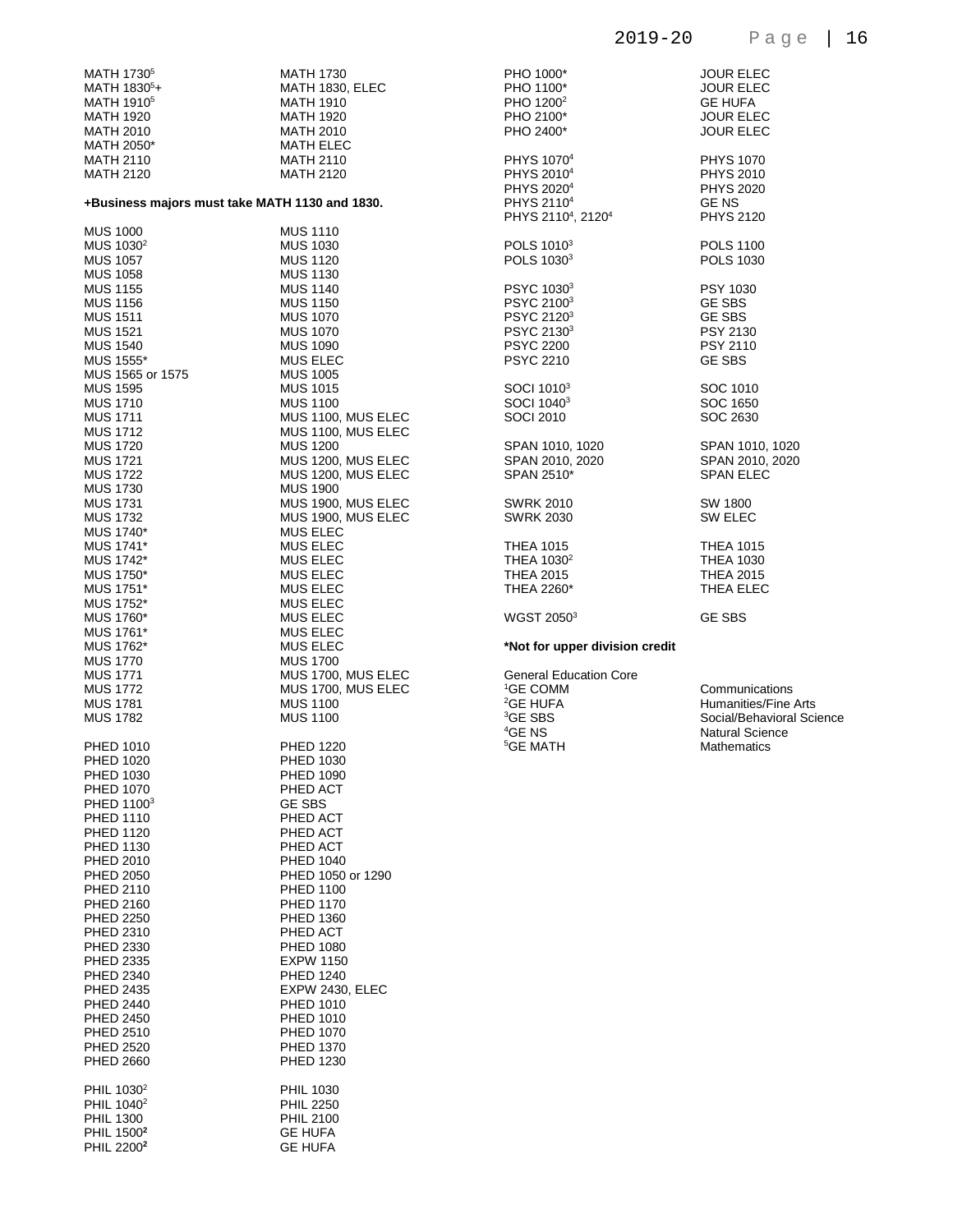| | |
|---|---|
| MATH 1730[5] | MATH 1730 |
| MATH 1830[5]+ | MATH 1830, ELEC |
| MATH 1910[5] | MATH 1910 |
| MATH 1920 | MATH 1920 |
| MATH 2010 | MATH 2010 |
| MATH 2050* | MATH ELEC |
| MATH 2110 | MATH 2110 |
| MATH 2120 | MATH 2120 |

**+Business majors must take MATH 1130 and 1830.**

| | |
|---|---|
| MUS 1000 | MUS 1110 |
| MUS 1030[2] | MUS 1030 |
| MUS 1057 | MUS 1120 |
| MUS 1058 | MUS 1130 |
| MUS 1155 | MUS 1140 |
| MUS 1156 | MUS 1150 |
| MUS 1511 | MUS 1070 |
| MUS 1521 | MUS 1070 |
| MUS 1540 | MUS 1090 |
| MUS 1555* | MUS ELEC |
| MUS 1565 or 1575 | MUS 1005 |
| MUS 1595 | MUS 1015 |
| MUS 1710 | MUS 1100 |
| MUS 1711 | MUS 1100, MUS ELEC |
| MUS 1712 | MUS 1100, MUS ELEC |
| MUS 1720 | MUS 1200 |
| MUS 1721 | MUS 1200, MUS ELEC |
| MUS 1722 | MUS 1200, MUS ELEC |
| MUS 1730 | MUS 1900 |
| MUS 1731 | MUS 1900, MUS ELEC |
| MUS 1732 | MUS 1900, MUS ELEC |
| MUS 1740* | MUS ELEC |
| MUS 1741* | MUS ELEC |
| MUS 1742* | MUS ELEC |
| MUS 1750* | MUS ELEC |
| MUS 1751* | MUS ELEC |
| MUS 1752* | MUS ELEC |
| MUS 1760* | MUS ELEC |
| MUS 1761* | MUS ELEC |
| MUS 1762* | MUS ELEC |
| MUS 1770 | MUS 1700 |
| MUS 1771 | MUS 1700, MUS ELEC |
| MUS 1772 | MUS 1700, MUS ELEC |
| MUS 1781 | MUS 1100 |
| MUS 1782 | MUS 1100 |

| | |
|---|---|
| PHED 1010 | PHED 1220 |
| PHED 1020 | PHED 1030 |
| PHED 1030 | PHED 1090 |
| PHED 1070 | PHED ACT |
| PHED 1100[3] | GE SBS |
| PHED 1110 | PHED ACT |
| PHED 1120 | PHED ACT |
| PHED 1130 | PHED ACT |
| PHED 2010 | PHED 1040 |
| PHED 2050 | PHED 1050 or 1290 |
| PHED 2110 | PHED 1100 |
| PHED 2160 | PHED 1170 |
| PHED 2250 | PHED 1360 |
| PHED 2310 | PHED ACT |
| PHED 2330 | PHED 1080 |
| PHED 2335 | EXPW 1150 |
| PHED 2340 | PHED 1240 |
| PHED 2435 | EXPW 2430, ELEC |
| PHED 2440 | PHED 1010 |
| PHED 2450 | PHED 1010 |
| PHED 2510 | PHED 1070 |
| PHED 2520 | PHED 1370 |
| PHED 2660 | PHED 1230 |

| | |
|---|---|
| PHIL 1030[2] | PHIL 1030 |
| PHIL 1040[2] | PHIL 2250 |
| PHIL 1300 | PHIL 2100 |
| PHIL 1500[2] | GE HUFA |
| PHIL 2200[2] | GE HUFA |

| | |
|---|---|
| PHO 1000* | JOUR ELEC |
| PHO 1100* | JOUR ELEC |
| PHO 1200[2] | GE HUFA |
| PHO 2100* | JOUR ELEC |
| PHO 2400* | JOUR ELEC |

| | |
|---|---|
| PHYS 1070[4] | PHYS 1070 |
| PHYS 2010[4] | PHYS 2010 |
| PHYS 2020[4] | PHYS 2020 |
| PHYS 2110[4] | GE NS |
| PHYS 2110[4], 2120[4] | PHYS 2120 |

| | |
|---|---|
| POLS 1010[3] | POLS 1100 |
| POLS 1030[3] | POLS 1030 |

| | |
|---|---|
| PSYC 1030[3] | PSY 1030 |
| PSYC 2100[3] | GE SBS |
| PSYC 2120[3] | GE SBS |
| PSYC 2130[3] | PSY 2130 |
| PSYC 2200 | PSY 2110 |
| PSYC 2210 | GE SBS |

| | |
|---|---|
| SOCI 1010[3] | SOC 1010 |
| SOCI 1040[3] | SOC 1650 |
| SOCI 2010 | SOC 2630 |

| | |
|---|---|
| SPAN 1010, 1020 | SPAN 1010, 1020 |
| SPAN 2010, 2020 | SPAN 2010, 2020 |
| SPAN 2510* | SPAN ELEC |

| | |
|---|---|
| SWRK 2010 | SW 1800 |
| SWRK 2030 | SW ELEC |

| | |
|---|---|
| THEA 1015 | THEA 1015 |
| THEA 1030[2] | THEA 1030 |
| THEA 2015 | THEA 2015 |
| THEA 2260* | THEA ELEC |

| | |
|---|---|
| WGST 2050[3] | GE SBS |

**\*Not for upper division credit**

General Education Core

| | |
|---|---|
| [1]GE COMM | Communications |
| [2]GE HUFA | Humanities/Fine Arts |
| [3]GE SBS | Social/Behavioral Science |
| [4]GE NS | Natural Science |
| [5]GE MATH | Mathematics |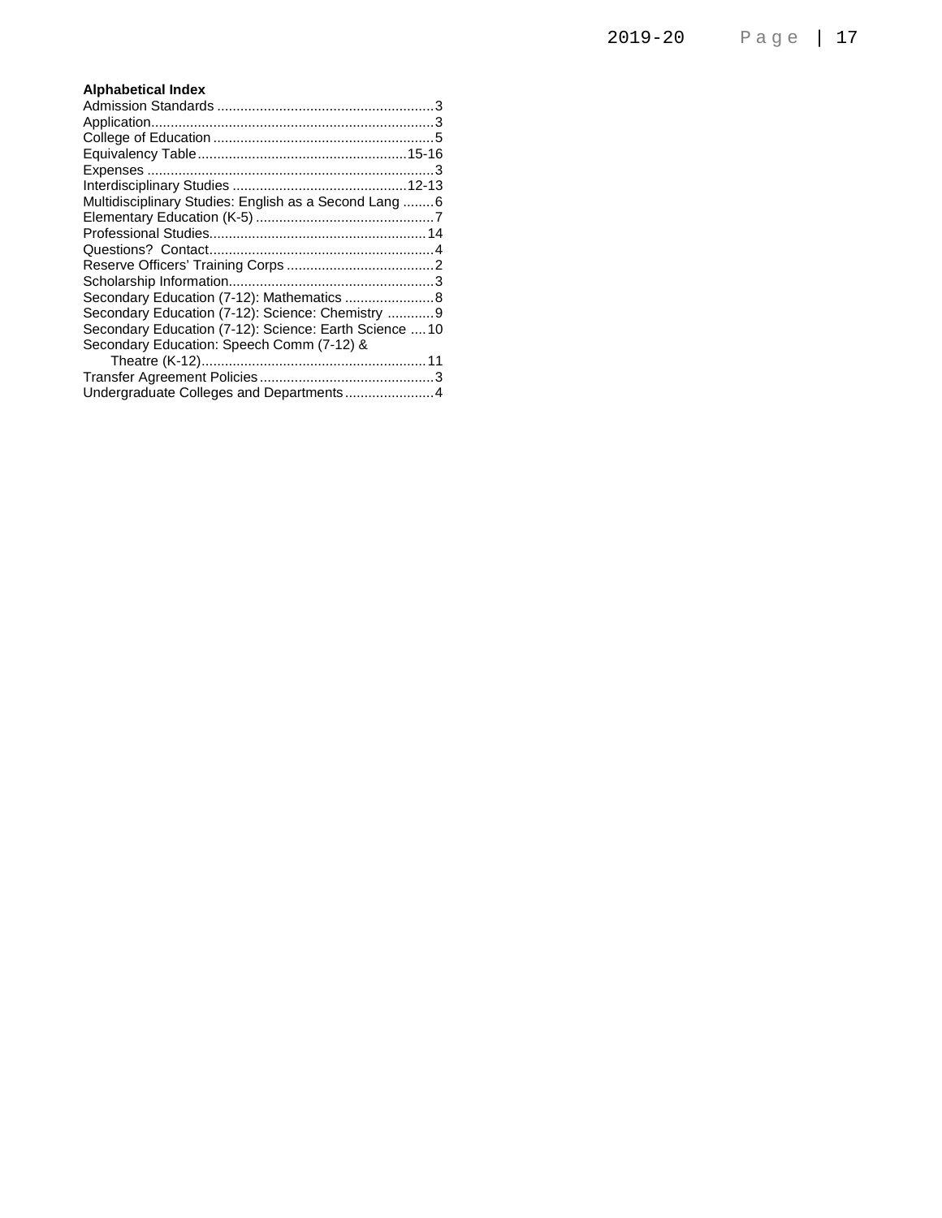**Alphabetical Index**

Admission Standards ........................................................3
Application.........................................................................3
College of Education .........................................................5
Equivalency Table......................................................15-16
Expenses ..........................................................................3
Interdisciplinary Studies .............................................12-13
Multidisciplinary Studies: English as a Second Lang ........6
Elementary Education (K-5) ..............................................7
Professional Studies.........................................................14
Questions?  Contact...........................................................4
Reserve Officers' Training Corps .......................................2
Scholarship Information.....................................................3
Secondary Education (7-12): Mathematics .......................8
Secondary Education (7-12): Science: Chemistry ............9
Secondary Education (7-12): Science: Earth Science ....10
Secondary Education: Speech Comm (7-12) &
    Theatre (K-12)..........................................................11
Transfer Agreement Policies.............................................3
Undergraduate Colleges and Departments.......................4